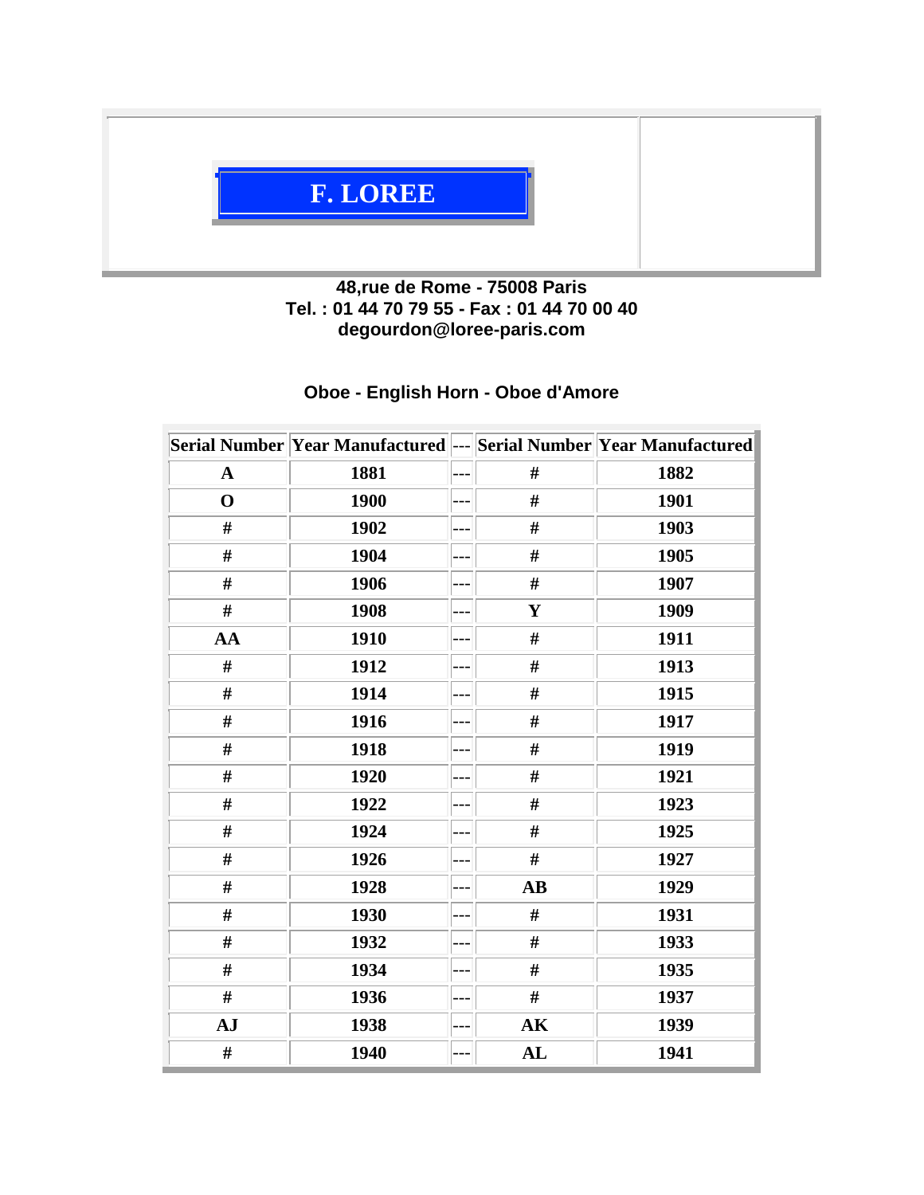# F. LOREE

**48,rue de Rome - 75008 Paris**
**Tel. : 01 44 70 79 55 - Fax : 01 44 70 00 40**
**degourdon@loree-paris.com**

## Oboe - English Horn - Oboe d'Amore

| Serial Number | Year Manufactured | --- | Serial Number | Year Manufactured |
|---|---|---|---|---|
| A | 1881 | --- | # | 1882 |
| O | 1900 | --- | # | 1901 |
| # | 1902 | --- | # | 1903 |
| # | 1904 | --- | # | 1905 |
| # | 1906 | --- | # | 1907 |
| # | 1908 | --- | Y | 1909 |
| AA | 1910 | --- | # | 1911 |
| # | 1912 | --- | # | 1913 |
| # | 1914 | --- | # | 1915 |
| # | 1916 | --- | # | 1917 |
| # | 1918 | --- | # | 1919 |
| # | 1920 | --- | # | 1921 |
| # | 1922 | --- | # | 1923 |
| # | 1924 | --- | # | 1925 |
| # | 1926 | --- | # | 1927 |
| # | 1928 | --- | AB | 1929 |
| # | 1930 | --- | # | 1931 |
| # | 1932 | --- | # | 1933 |
| # | 1934 | --- | # | 1935 |
| # | 1936 | --- | # | 1937 |
| AJ | 1938 | --- | AK | 1939 |
| # | 1940 | --- | AL | 1941 |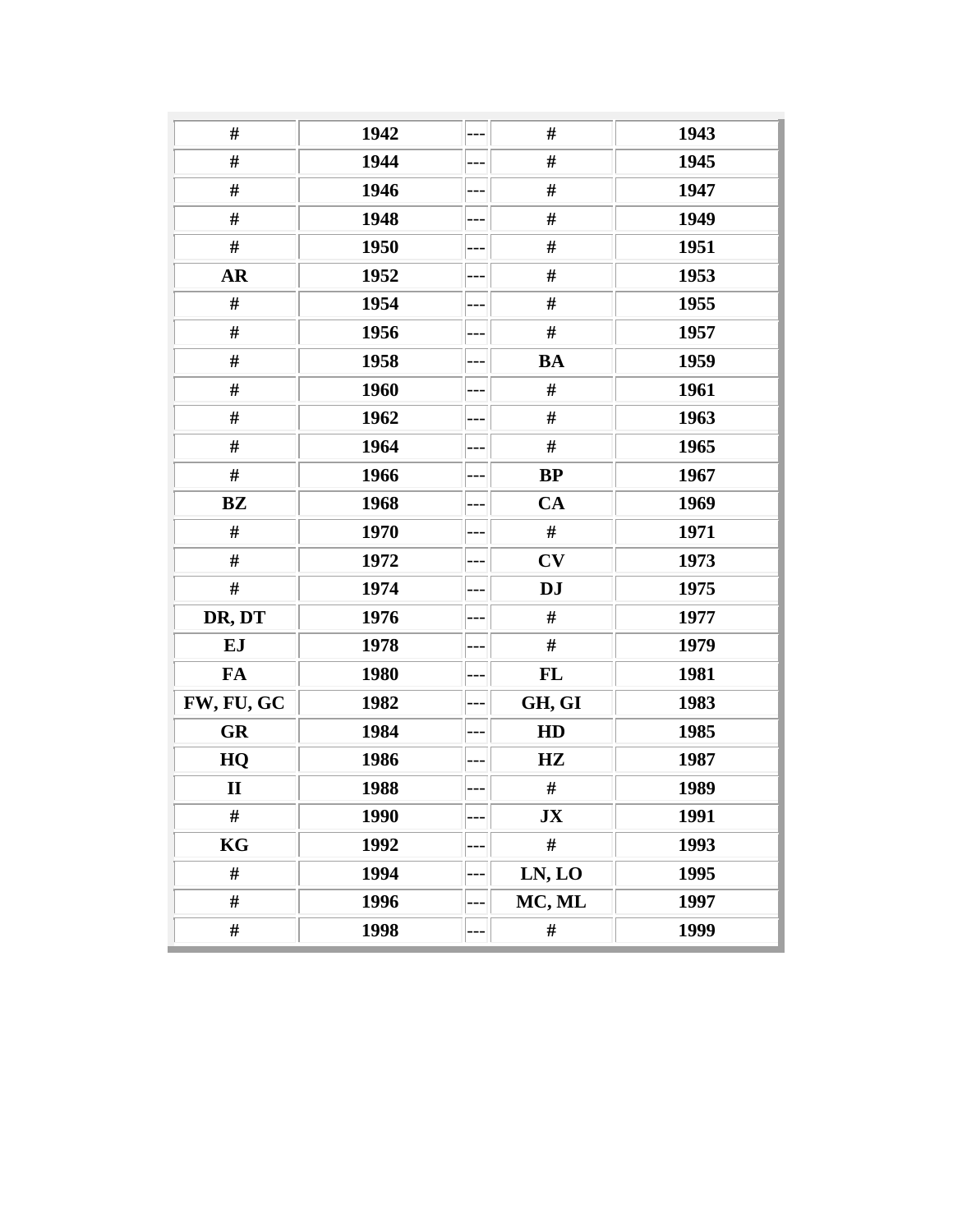| # | 1942 | --- | # | 1943 |
|---|---|---|---|---|
| # | 1944 | --- | # | 1945 |
| # | 1946 | --- | # | 1947 |
| # | 1948 | --- | # | 1949 |
| # | 1950 | --- | # | 1951 |
| AR | 1952 | --- | # | 1953 |
| # | 1954 | --- | # | 1955 |
| # | 1956 | --- | # | 1957 |
| # | 1958 | --- | BA | 1959 |
| # | 1960 | --- | # | 1961 |
| # | 1962 | --- | # | 1963 |
| # | 1964 | --- | # | 1965 |
| # | 1966 | --- | BP | 1967 |
| BZ | 1968 | --- | CA | 1969 |
| # | 1970 | --- | # | 1971 |
| # | 1972 | --- | CV | 1973 |
| # | 1974 | --- | DJ | 1975 |
| DR, DT | 1976 | --- | # | 1977 |
| EJ | 1978 | --- | # | 1979 |
| FA | 1980 | --- | FL | 1981 |
| FW, FU, GC | 1982 | --- | GH, GI | 1983 |
| GR | 1984 | --- | HD | 1985 |
| HQ | 1986 | --- | HZ | 1987 |
| II | 1988 | --- | # | 1989 |
| # | 1990 | --- | JX | 1991 |
| KG | 1992 | --- | # | 1993 |
| # | 1994 | --- | LN, LO | 1995 |
| # | 1996 | --- | MC, ML | 1997 |
| # | 1998 | --- | # | 1999 |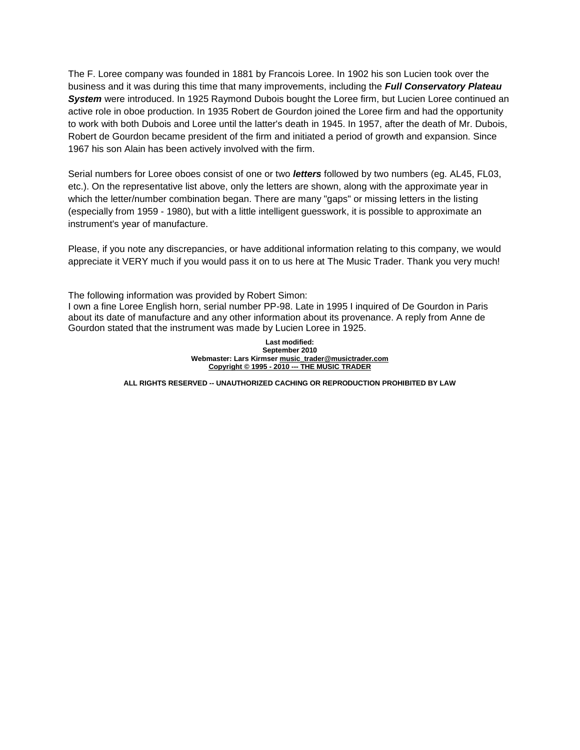The F. Loree company was founded in 1881 by Francois Loree. In 1902 his son Lucien took over the business and it was during this time that many improvements, including the ***Full Conservatory Plateau System*** were introduced. In 1925 Raymond Dubois bought the Loree firm, but Lucien Loree continued an active role in oboe production. In 1935 Robert de Gourdon joined the Loree firm and had the opportunity to work with both Dubois and Loree until the latter's death in 1945. In 1957, after the death of Mr. Dubois, Robert de Gourdon became president of the firm and initiated a period of growth and expansion. Since 1967 his son Alain has been actively involved with the firm.

Serial numbers for Loree oboes consist of one or two ***letters*** followed by two numbers (eg. AL45, FL03, etc.). On the representative list above, only the letters are shown, along with the approximate year in which the letter/number combination began. There are many "gaps" or missing letters in the listing (especially from 1959 - 1980), but with a little intelligent guesswork, it is possible to approximate an instrument's year of manufacture.

Please, if you note any discrepancies, or have additional information relating to this company, we would appreciate it VERY much if you would pass it on to us here at The Music Trader. Thank you very much!

The following information was provided by Robert Simon:
I own a fine Loree English horn, serial number PP-98. Late in 1995 I inquired of De Gourdon in Paris about its date of manufacture and any other information about its provenance. A reply from Anne de Gourdon stated that the instrument was made by Lucien Loree in 1925.

**Last modified:**
**September 2010**
**Webmaster: Lars Kirmser music_trader@musictrader.com**
**Copyright © 1995 - 2010 --- THE MUSIC TRADER**

**ALL RIGHTS RESERVED -- UNAUTHORIZED CACHING OR REPRODUCTION PROHIBITED BY LAW**